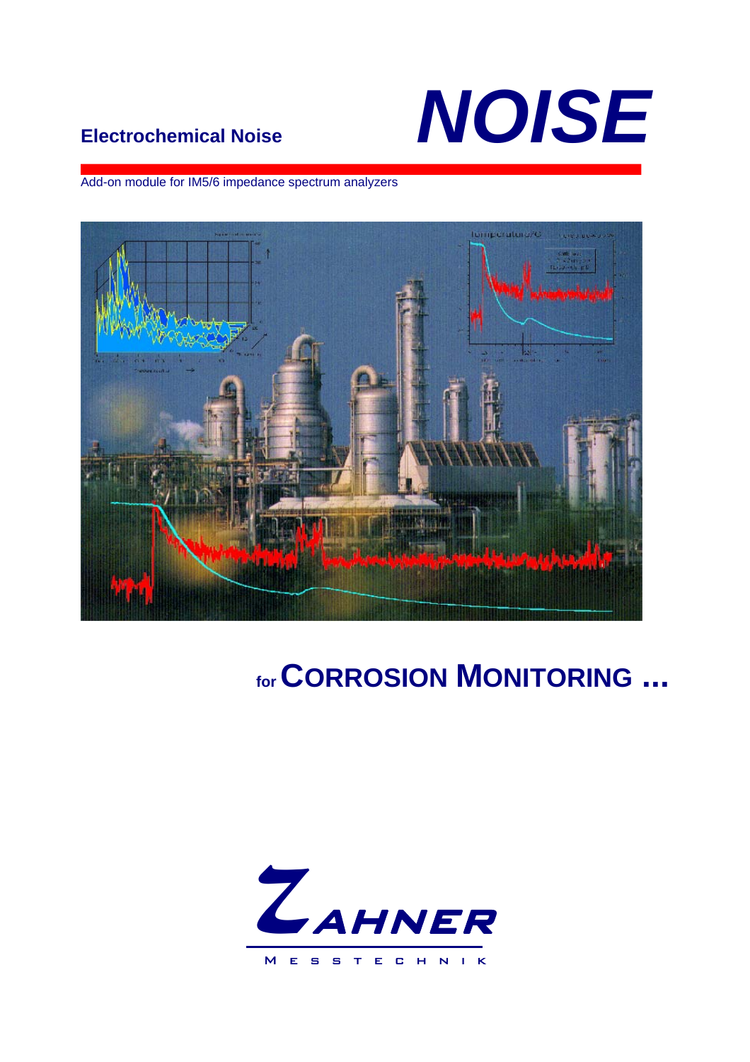Electrochemical Noise

# NOISE

Add-on module for IM5/6 impedance spectrum analyzers

## for CORROSION MONITORING ...

ZAHNER

MESSTECHNIK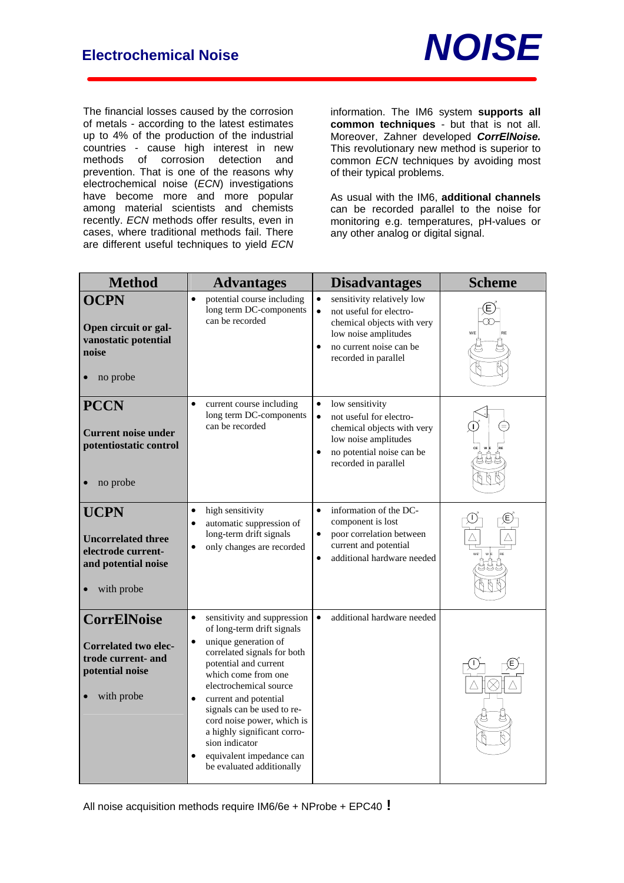# Electrochemical Noise

The financial losses caused by the corrosion of metals - according to the latest estimates up to 4% of the production of the industrial countries - cause high interest in new methods of corrosion detection and prevention. That is one of the reasons why electrochemical noise (*ECN*) investigations have become more and more popular among material scientists and chemists recently. *ECN* methods offer results, even in cases, where traditional methods fail. There are different useful techniques to yield *ECN* information. The IM6 system **supports all common techniques** - but that is not all. Moreover, Zahner developed ***CorrElNoise.*** This revolutionary new method is superior to common *ECN* techniques by avoiding most of their typical problems.

As usual with the IM6, **additional channels** can be recorded parallel to the noise for monitoring e.g. temperatures, pH-values or any other analog or digital signal.

| Method | Advantages | Disadvantages | Scheme |
|---|---|---|---|
| **OCPN**<br><br>**Open circuit or galvanostatic potential noise**<br><br>• no probe | • potential course including long term DC-components can be recorded | • sensitivity relatively low<br>• not useful for electrochemical objects with very low noise amplitudes<br>• no current noise can be recorded in parallel | |
| **PCCN**<br><br>**Current noise under potentiostatic control**<br><br>• no probe | • current course including long term DC-components can be recorded | • low sensitivity<br>• not useful for electrochemical objects with very low noise amplitudes<br>• no potential noise can be recorded in parallel | |
| **UCPN**<br><br>**Uncorrelated three electrode current- and potential noise**<br><br>• with probe | • high sensitivity<br>• automatic suppression of long-term drift signals<br>• only changes are recorded | • information of the DC-component is lost<br>• poor correlation between current and potential<br>• additional hardware needed | |
| **CorrElNoise**<br><br>**Correlated two electrode current- and potential noise**<br><br>• with probe | • sensitivity and suppression of long-term drift signals<br>• unique generation of correlated signals for both potential and current which come from one electrochemical source<br>• current and potential signals can be used to record noise power, which is a highly significant corrosion indicator<br>• equivalent impedance can be evaluated additionally | • additional hardware needed | |

All noise acquisition methods require IM6/6e + NProbe + EPC40 **!**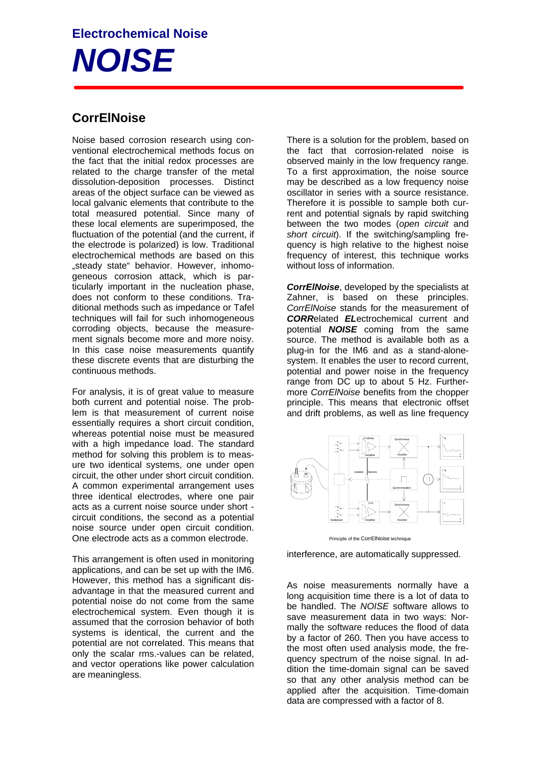# Electrochemical Noise

# *NOISE*

## CorrElNoise

Noise based corrosion research using conventional electrochemical methods focus on the fact that the initial redox processes are related to the charge transfer of the metal dissolution-deposition processes. Distinct areas of the object surface can be viewed as local galvanic elements that contribute to the total measured potential. Since many of these local elements are superimposed, the fluctuation of the potential (and the current, if the electrode is polarized) is low. Traditional electrochemical methods are based on this „steady state" behavior. However, inhomogeneous corrosion attack, which is particularly important in the nucleation phase, does not conform to these conditions. Traditional methods such as impedance or Tafel techniques will fail for such inhomogeneous corroding objects, because the measurement signals become more and more noisy. In this case noise measurements quantify these discrete events that are disturbing the continuous methods.

For analysis, it is of great value to measure both current and potential noise. The problem is that measurement of current noise essentially requires a short circuit condition, whereas potential noise must be measured with a high impedance load. The standard method for solving this problem is to measure two identical systems, one under open circuit, the other under short circuit condition. A common experimental arrangement uses three identical electrodes, where one pair acts as a current noise source under short - circuit conditions, the second as a potential noise source under open circuit condition. One electrode acts as a common electrode.

This arrangement is often used in monitoring applications, and can be set up with the IM6. However, this method has a significant disadvantage in that the measured current and potential noise do not come from the same electrochemical system. Even though it is assumed that the corrosion behavior of both systems is identical, the current and the potential are not correlated. This means that only the scalar rms.-values can be related, and vector operations like power calculation are meaningless.

There is a solution for the problem, based on the fact that corrosion-related noise is observed mainly in the low frequency range. To a first approximation, the noise source may be described as a low frequency noise oscillator in series with a source resistance. Therefore it is possible to sample both current and potential signals by rapid switching between the two modes (*open circuit* and *short circuit*). If the switching/sampling frequency is high relative to the highest noise frequency of interest, this technique works without loss of information.

***CorrElNoise***, developed by the specialists at Zahner, is based on these principles. *CorrElNoise* stands for the measurement of ***CORR***elated ***EL***ectrochemical current and potential ***NOISE*** coming from the same source. The method is available both as a plug-in for the IM6 and as a stand-alone-system. It enables the user to record current, potential and power noise in the frequency range from DC up to about 5 Hz. Furthermore *CorrElNoise* benefits from the chopper principle. This means that electronic offset and drift problems, as well as line frequency interference, are automatically suppressed.

Principle of the CorrElNoise technique

As noise measurements normally have a long acquisition time there is a lot of data to be handled. The *NOISE* software allows to save measurement data in two ways: Normally the software reduces the flood of data by a factor of 260. Then you have access to the most often used analysis mode, the frequency spectrum of the noise signal. In addition the time-domain signal can be saved so that any other analysis method can be applied after the acquisition. Time-domain data are compressed with a factor of 8.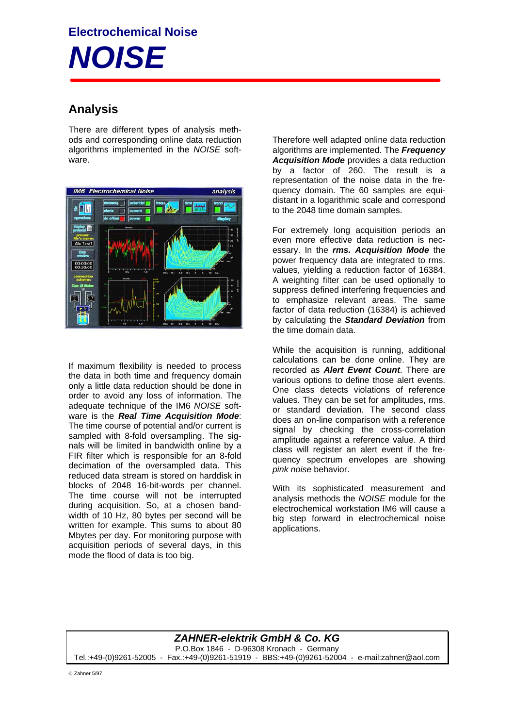**Electrochemical Noise**

# *NOISE*

## Analysis

There are different types of analysis methods and corresponding online data reduction algorithms implemented in the *NOISE* software.

If maximum flexibility is needed to process the data in both time and frequency domain only a little data reduction should be done in order to avoid any loss of information. The adequate technique of the IM6 *NOISE* software is the ***Real Time Acquisition Mode***: The time course of potential and/or current is sampled with 8-fold oversampling. The signals will be limited in bandwidth online by a FIR filter which is responsible for an 8-fold decimation of the oversampled data. This reduced data stream is stored on harddisk in blocks of 2048 16-bit-words per channel. The time course will not be interrupted during acquisition. So, at a chosen bandwidth of 10 Hz, 80 bytes per second will be written for example. This sums to about 80 Mbytes per day. For monitoring purpose with acquisition periods of several days, in this mode the flood of data is too big.

Therefore well adapted online data reduction algorithms are implemented. The ***Frequency Acquisition Mode*** provides a data reduction by a factor of 260. The result is a representation of the noise data in the frequency domain. The 60 samples are equidistant in a logarithmic scale and correspond to the 2048 time domain samples.

For extremely long acquisition periods an even more effective data reduction is necessary. In the ***rms. Acquisition Mode*** the power frequency data are integrated to rms. values, yielding a reduction factor of 16384. A weighting filter can be used optionally to suppress defined interfering frequencies and to emphasize relevant areas. The same factor of data reduction (16384) is achieved by calculating the ***Standard Deviation*** from the time domain data.

While the acquisition is running, additional calculations can be done online. They are recorded as ***Alert Event Count***. There are various options to define those alert events. One class detects violations of reference values. They can be set for amplitudes, rms. or standard deviation. The second class does an on-line comparison with a reference signal by checking the cross-correlation amplitude against a reference value. A third class will register an alert event if the frequency spectrum envelopes are showing *pink noise* behavior.

With its sophisticated measurement and analysis methods the *NOISE* module for the electrochemical workstation IM6 will cause a big step forward in electrochemical noise applications.

***ZAHNER-elektrik GmbH & Co. KG***
P.O.Box 1846 - D-96308 Kronach - Germany
Tel.:+49-(0)9261-52005 - Fax.:+49-(0)9261-51919 - BBS:+49-(0)9261-52004 - e-mail:zahner@aol.com

© Zahner 5/97